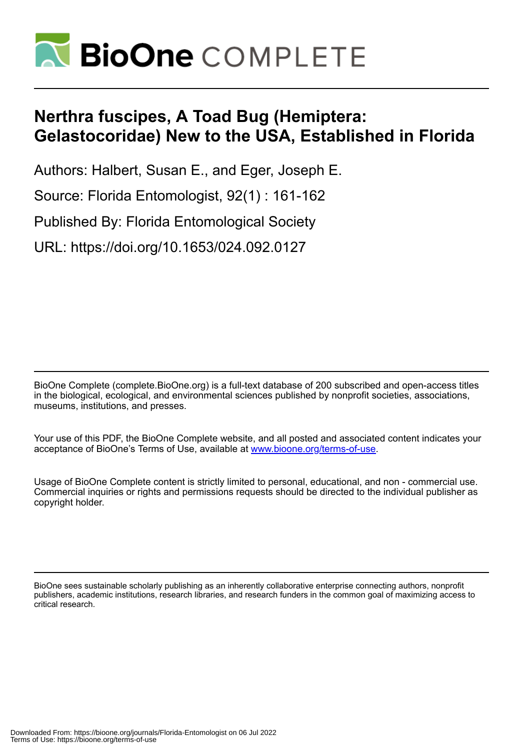# Nerthra fuscipes, A Toad Bug (Hemiptera: Gelastocoridae) New to the USA, Established in Florida

Authors: Halbert, Susan E., and Eger, Joseph E.

Source: Florida Entomologist, 92(1) : 161-162

Published By: Florida Entomological Society

URL: https://doi.org/10.1653/024.092.0127

BioOne Complete (complete.BioOne.org) is a full-text database of 200 subscribed and open-access titles in the biological, ecological, and environmental sciences published by nonprofit societies, associations, museums, institutions, and presses.

Your use of this PDF, the BioOne Complete website, and all posted and associated content indicates your acceptance of BioOne's Terms of Use, available at www.bioone.org/terms-of-use.

Usage of BioOne Complete content is strictly limited to personal, educational, and non - commercial use. Commercial inquiries or rights and permissions requests should be directed to the individual publisher as copyright holder.

BioOne sees sustainable scholarly publishing as an inherently collaborative enterprise connecting authors, nonprofit publishers, academic institutions, research libraries, and research funders in the common goal of maximizing access to critical research.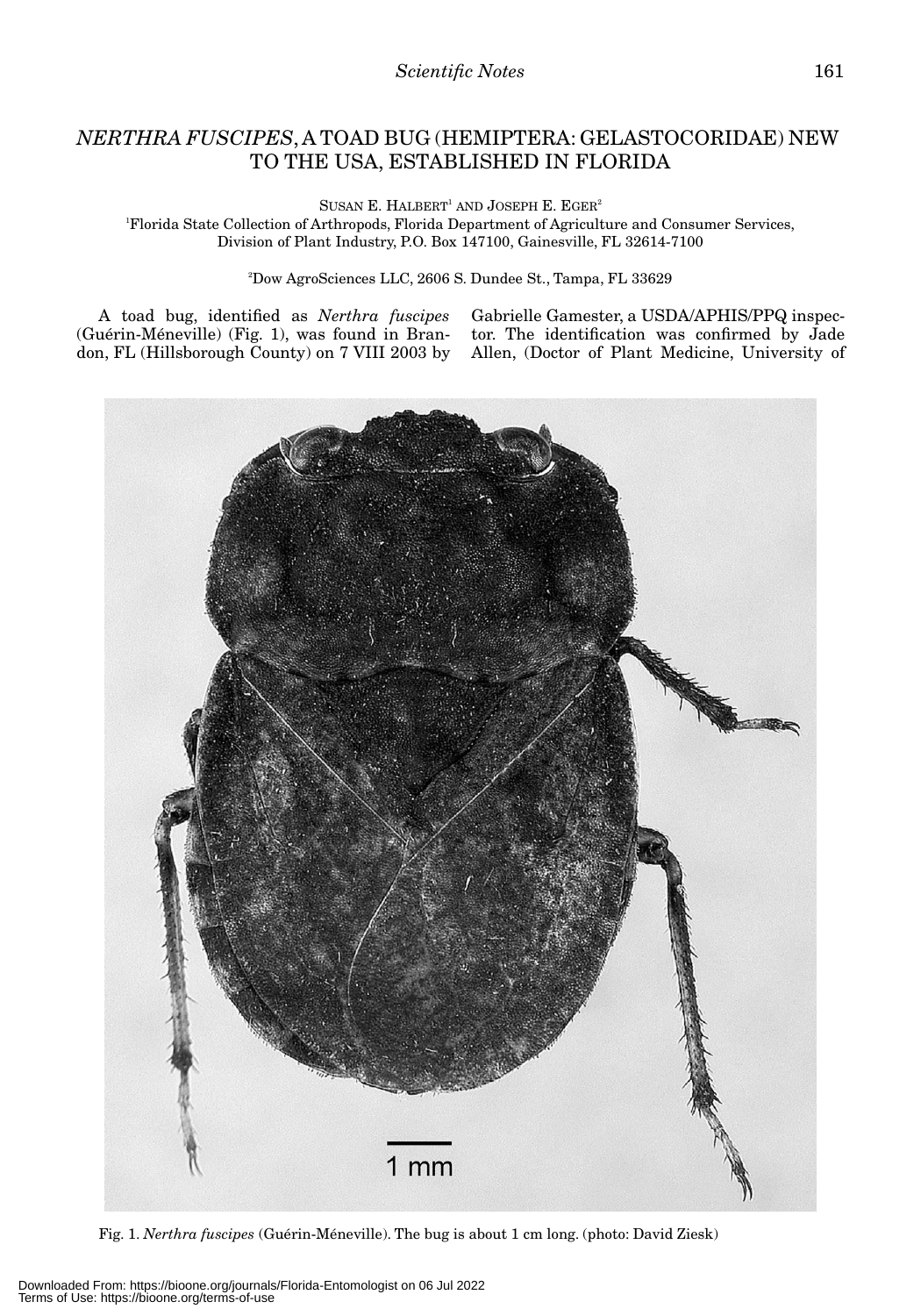# *NERTHRA FUSCIPES*, A TOAD BUG (HEMIPTERA: GELASTOCORIDAE) NEW TO THE USA, ESTABLISHED IN FLORIDA

SUSAN E. HALBERT[1] AND JOSEPH E. EGER[2]

[1]Florida State Collection of Arthropods, Florida Department of Agriculture and Consumer Services, Division of Plant Industry, P.O. Box 147100, Gainesville, FL 32614-7100

[2]Dow AgroSciences LLC, 2606 S. Dundee St., Tampa, FL 33629

A toad bug, identified as *Nerthra fuscipes* (Guérin-Méneville) (Fig. 1), was found in Brandon, FL (Hillsborough County) on 7 VIII 2003 by Gabrielle Gamester, a USDA/APHIS/PPQ inspector. The identification was confirmed by Jade Allen, (Doctor of Plant Medicine, University of

Fig. 1. *Nerthra fuscipes* (Guérin-Méneville). The bug is about 1 cm long. (photo: David Ziesk)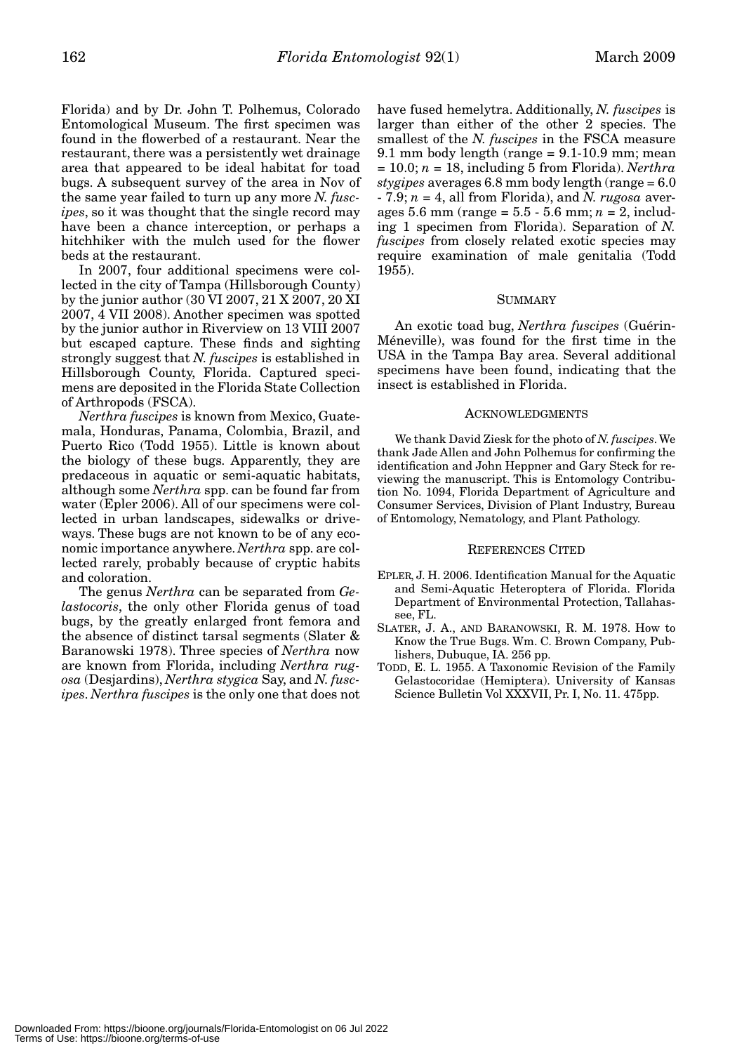Florida) and by Dr. John T. Polhemus, Colorado Entomological Museum. The first specimen was found in the flowerbed of a restaurant. Near the restaurant, there was a persistently wet drainage area that appeared to be ideal habitat for toad bugs. A subsequent survey of the area in Nov of the same year failed to turn up any more *N. fuscipes*, so it was thought that the single record may have been a chance interception, or perhaps a hitchhiker with the mulch used for the flower beds at the restaurant.

In 2007, four additional specimens were collected in the city of Tampa (Hillsborough County) by the junior author (30 VI 2007, 21 X 2007, 20 XI 2007, 4 VII 2008). Another specimen was spotted by the junior author in Riverview on 13 VIII 2007 but escaped capture. These finds and sighting strongly suggest that *N. fuscipes* is established in Hillsborough County, Florida. Captured specimens are deposited in the Florida State Collection of Arthropods (FSCA).

*Nerthra fuscipes* is known from Mexico, Guatemala, Honduras, Panama, Colombia, Brazil, and Puerto Rico (Todd 1955). Little is known about the biology of these bugs. Apparently, they are predaceous in aquatic or semi-aquatic habitats, although some *Nerthra* spp. can be found far from water (Epler 2006). All of our specimens were collected in urban landscapes, sidewalks or driveways. These bugs are not known to be of any economic importance anywhere. *Nerthra* spp. are collected rarely, probably because of cryptic habits and coloration.

The genus *Nerthra* can be separated from *Gelastocoris*, the only other Florida genus of toad bugs, by the greatly enlarged front femora and the absence of distinct tarsal segments (Slater & Baranowski 1978). Three species of *Nerthra* now are known from Florida, including *Nerthra rugosa* (Desjardins), *Nerthra stygica* Say, and *N. fuscipes*. *Nerthra fuscipes* is the only one that does not have fused hemelytra. Additionally, *N. fuscipes* is larger than either of the other 2 species. The smallest of the *N. fuscipes* in the FSCA measure 9.1 mm body length (range = 9.1-10.9 mm; mean = 10.0; $n$ = 18, including 5 from Florida). *Nerthra stygipes* averages 6.8 mm body length (range = 6.0 - 7.9; $n$ = 4, all from Florida), and *N. rugosa* averages 5.6 mm (range = 5.5 - 5.6 mm; $n$ = 2, including 1 specimen from Florida). Separation of *N. fuscipes* from closely related exotic species may require examination of male genitalia (Todd 1955).

## SUMMARY

An exotic toad bug, *Nerthra fuscipes* (Guérin-Méneville), was found for the first time in the USA in the Tampa Bay area. Several additional specimens have been found, indicating that the insect is established in Florida.

## ACKNOWLEDGMENTS

We thank David Ziesk for the photo of *N. fuscipes*. We thank Jade Allen and John Polhemus for confirming the identification and John Heppner and Gary Steck for reviewing the manuscript. This is Entomology Contribution No. 1094, Florida Department of Agriculture and Consumer Services, Division of Plant Industry, Bureau of Entomology, Nematology, and Plant Pathology.

## REFERENCES CITED

EPLER, J. H. 2006. Identification Manual for the Aquatic and Semi-Aquatic Heteroptera of Florida. Florida Department of Environmental Protection, Tallahassee, FL.

SLATER, J. A., AND BARANOWSKI, R. M. 1978. How to Know the True Bugs. Wm. C. Brown Company, Publishers, Dubuque, IA. 256 pp.

TODD, E. L. 1955. A Taxonomic Revision of the Family Gelastocoridae (Hemiptera). University of Kansas Science Bulletin Vol XXXVII, Pr. I, No. 11. 475pp.